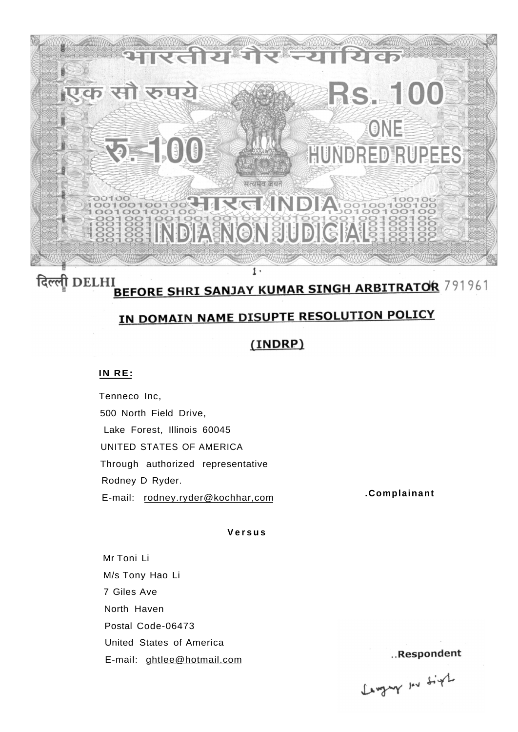भारतीय गैर न्यायिक

एक सौ रुपये Rs. 100

रु. 100 ONE HUNDRED RUPEES

सत्यमेव जयते

भारत INDIA

INDIA NON JUDICIAL

दिल्ली DELHI

K 791961

## BEFORE SHRI SANJAY KUMAR SINGH ARBITRATOR

## IN DOMAIN NAME DISUPTE RESOLUTION POLICY

## (INDRP)

**IN RE:**

Tenneco Inc,
500 North Field Drive,
Lake Forest, Illinois 60045
UNITED STATES OF AMERICA
Through authorized representative
Rodney D Ryder.
E-mail: rodney.ryder@kochhar,com

**.Complainant**

**Versus**

Mr Toni Li
M/s Tony Hao Li
7 Giles Ave
North Haven
Postal Code-06473
United States of America
E-mail: ghtlee@hotmail.com

**..Respondent**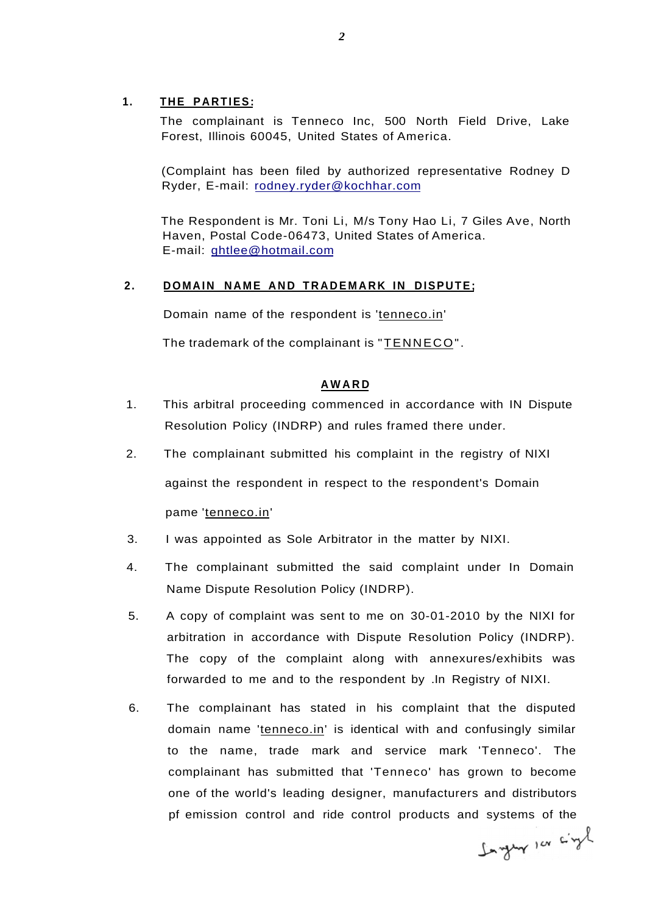1. **THE PARTIES:**

   The complainant is Tenneco Inc, 500 North Field Drive, Lake Forest, Illinois 60045, United States of America.

   (Complaint has been filed by authorized representative Rodney D Ryder, E-mail: rodney.ryder@kochhar.com

   The Respondent is Mr. Toni Li, M/s Tony Hao Li, 7 Giles Ave, North Haven, Postal Code-06473, United States of America.
   E-mail: ghtlee@hotmail.com

2. **DOMAIN NAME AND TRADEMARK IN DISPUTE;**

   Domain name of the respondent is 'tenneco.in'

   The trademark of the complainant is "TENNECO".

**AWARD**

1. This arbitral proceeding commenced in accordance with IN Dispute Resolution Policy (INDRP) and rules framed there under.

2. The complainant submitted his complaint in the registry of NIXI against the respondent in respect to the respondent's Domain pame 'tenneco.in'

3. I was appointed as Sole Arbitrator in the matter by NIXI.

4. The complainant submitted the said complaint under In Domain Name Dispute Resolution Policy (INDRP).

5. A copy of complaint was sent to me on 30-01-2010 by the NIXI for arbitration in accordance with Dispute Resolution Policy (INDRP). The copy of the complaint along with annexures/exhibits was forwarded to me and to the respondent by .In Registry of NIXI.

6. The complainant has stated in his complaint that the disputed domain name 'tenneco.in' is identical with and confusingly similar to the name, trade mark and service mark 'Tenneco'. The complainant has submitted that 'Tenneco' has grown to become one of the world's leading designer, manufacturers and distributors pf emission control and ride control products and systems of the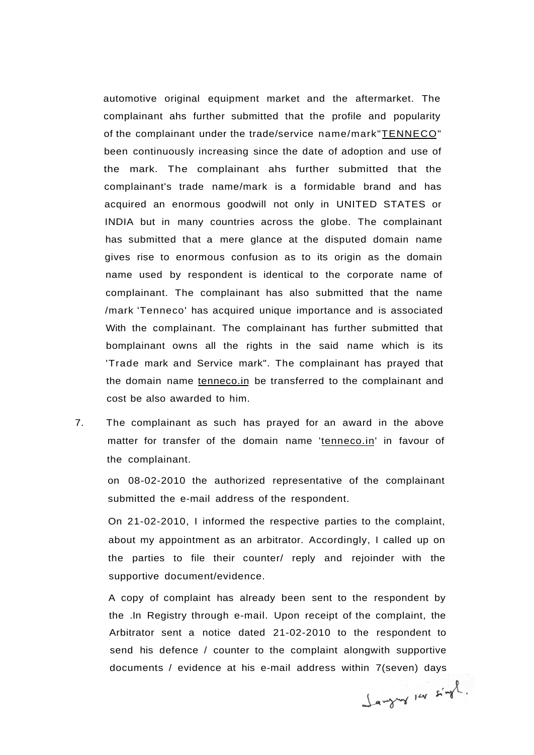automotive original equipment market and the aftermarket. The complainant ahs further submitted that the profile and popularity of the complainant under the trade/service name/mark"TENNECO" been continuously increasing since the date of adoption and use of the mark. The complainant ahs further submitted that the complainant's trade name/mark is a formidable brand and has acquired an enormous goodwill not only in UNITED STATES or INDIA but in many countries across the globe. The complainant has submitted that a mere glance at the disputed domain name gives rise to enormous confusion as to its origin as the domain name used by respondent is identical to the corporate name of complainant. The complainant has also submitted that the name /mark 'Tenneco' has acquired unique importance and is associated With the complainant. The complainant has further submitted that bomplainant owns all the rights in the said name which is its 'Trade mark and Service mark". The complainant has prayed that the domain name tenneco.in be transferred to the complainant and cost be also awarded to him.

7. The complainant as such has prayed for an award in the above matter for transfer of the domain name 'tenneco.in' in favour of the complainant.

   on 08-02-2010 the authorized representative of the complainant submitted the e-mail address of the respondent.

   On 21-02-2010, I informed the respective parties to the complaint, about my appointment as an arbitrator. Accordingly, I called up on the parties to file their counter/ reply and rejoinder with the supportive document/evidence.

   A copy of complaint has already been sent to the respondent by the .In Registry through e-mail. Upon receipt of the complaint, the Arbitrator sent a notice dated 21-02-2010 to the respondent to send his defence / counter to the complaint alongwith supportive documents / evidence at his e-mail address within 7(seven) days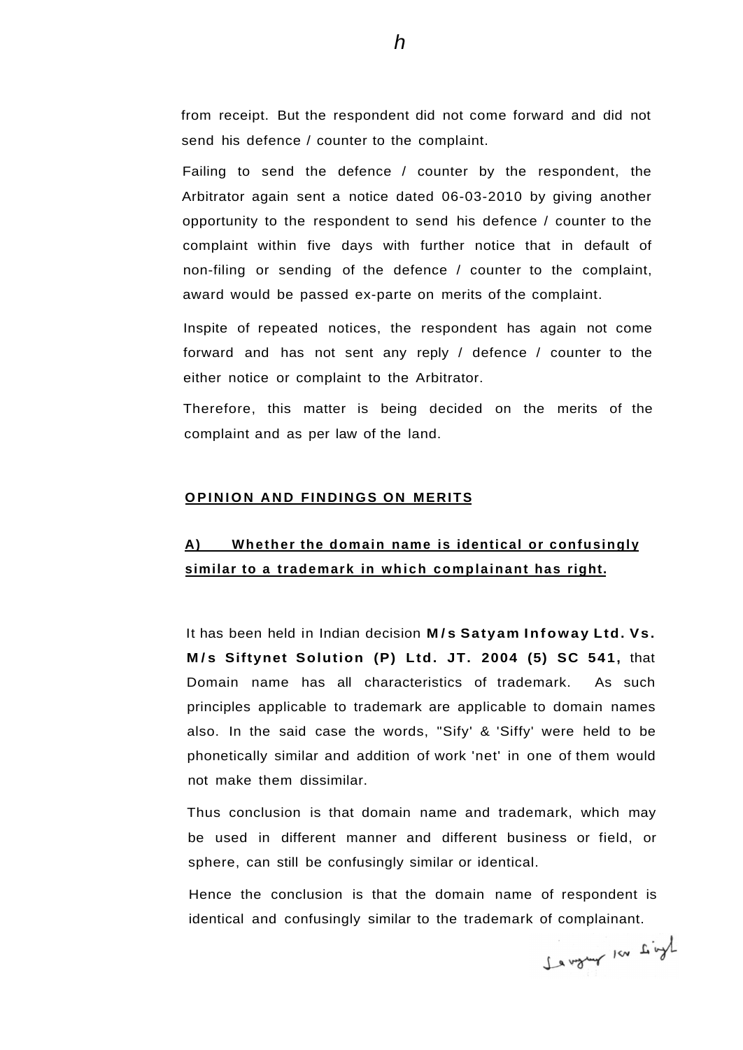from receipt. But the respondent did not come forward and did not send his defence / counter to the complaint.

Failing to send the defence / counter by the respondent, the Arbitrator again sent a notice dated 06-03-2010 by giving another opportunity to the respondent to send his defence / counter to the complaint within five days with further notice that in default of non-filing or sending of the defence / counter to the complaint, award would be passed ex-parte on merits of the complaint.

Inspite of repeated notices, the respondent has again not come forward and has not sent any reply / defence / counter to the either notice or complaint to the Arbitrator.

Therefore, this matter is being decided on the merits of the complaint and as per law of the land.

**OPINION AND FINDINGS ON MERITS**

**A) Whether the domain name is identical or confusingly similar to a trademark in which complainant has right.**

It has been held in Indian decision **M/s Satyam Infoway Ltd. Vs. M/s Siftynet Solution (P) Ltd. JT. 2004 (5) SC 541,** that Domain name has all characteristics of trademark. As such principles applicable to trademark are applicable to domain names also. In the said case the words, "Sify' & 'Siffy' were held to be phonetically similar and addition of work 'net' in one of them would not make them dissimilar.

Thus conclusion is that domain name and trademark, which may be used in different manner and different business or field, or sphere, can still be confusingly similar or identical.

Hence the conclusion is that the domain name of respondent is identical and confusingly similar to the trademark of complainant.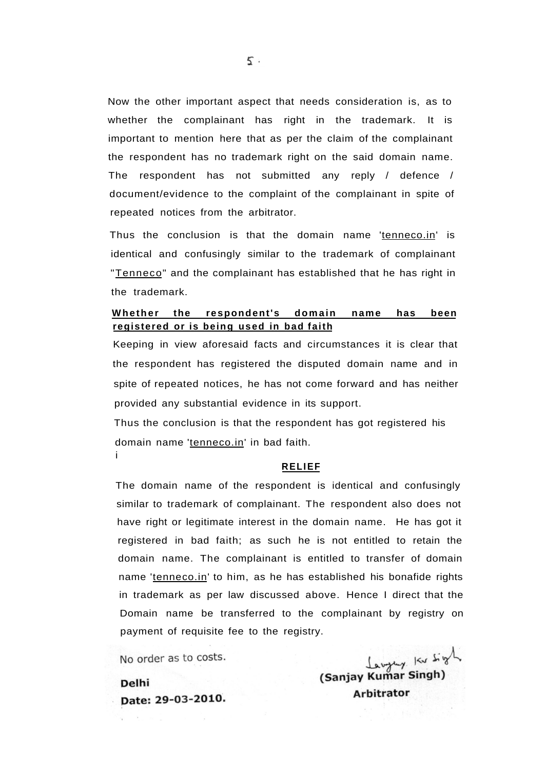Now the other important aspect that needs consideration is, as to whether the complainant has right in the trademark. It is important to mention here that as per the claim of the complainant the respondent has no trademark right on the said domain name. The respondent has not submitted any reply / defence / document/evidence to the complaint of the complainant in spite of repeated notices from the arbitrator.

Thus the conclusion is that the domain name 'tenneco.in' is identical and confusingly similar to the trademark of complainant "Tenneco" and the complainant has established that he has right in the trademark.

**Whether the respondent's domain name has been registered or is being used in bad faith**

Keeping in view aforesaid facts and circumstances it is clear that the respondent has registered the disputed domain name and in spite of repeated notices, he has not come forward and has neither provided any substantial evidence in its support.

Thus the conclusion is that the respondent has got registered his domain name 'tenneco.in' in bad faith.

i

**RELIEF**

The domain name of the respondent is identical and confusingly similar to trademark of complainant. The respondent also does not have right or legitimate interest in the domain name. He has got it registered in bad faith; as such he is not entitled to retain the domain name. The complainant is entitled to transfer of domain name 'tenneco.in' to him, as he has established his bonafide rights in trademark as per law discussed above. Hence I direct that the Domain name be transferred to the complainant by registry on payment of requisite fee to the registry.

No order as to costs.

**Delhi**

**Date: 29-03-2010.**

Sanjay Kr Singh

**(Sanjay Kumar Singh)**

**Arbitrator**